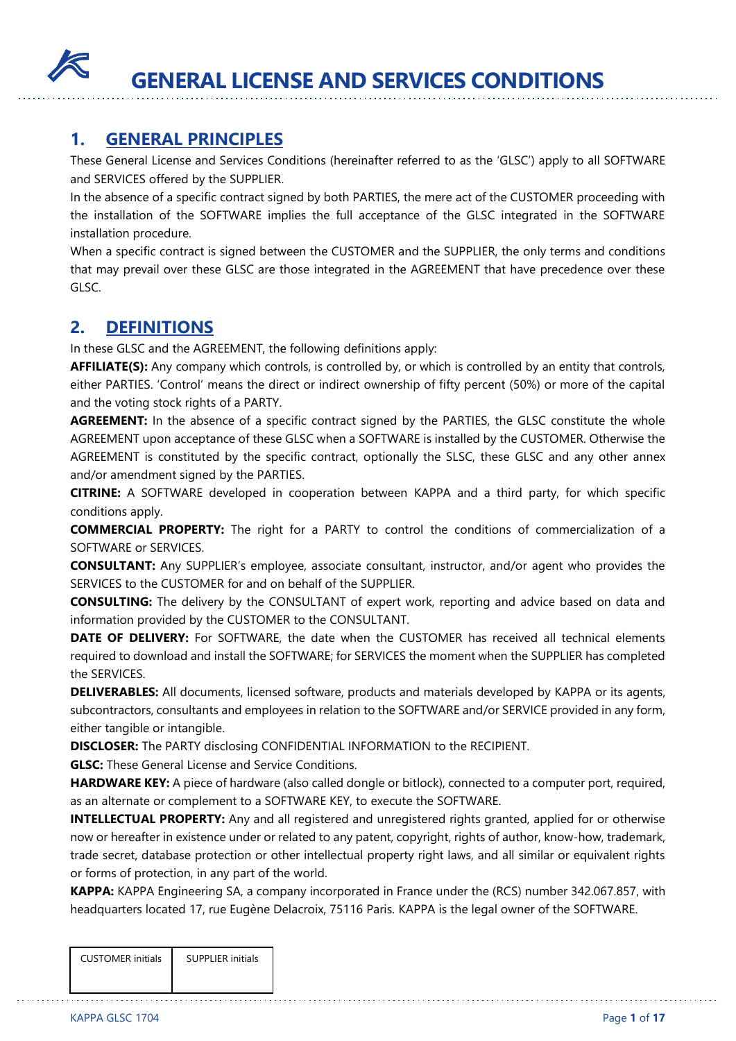# GENERAL LICENSE AND SERVICES CONDITIONS

## 1. GENERAL PRINCIPLES

These General License and Services Conditions (hereinafter referred to as the 'GLSC') apply to all SOFTWARE and SERVICES offered by the SUPPLIER.

In the absence of a specific contract signed by both PARTIES, the mere act of the CUSTOMER proceeding with the installation of the SOFTWARE implies the full acceptance of the GLSC integrated in the SOFTWARE installation procedure.

When a specific contract is signed between the CUSTOMER and the SUPPLIER, the only terms and conditions that may prevail over these GLSC are those integrated in the AGREEMENT that have precedence over these GLSC.

## 2. DEFINITIONS

In these GLSC and the AGREEMENT, the following definitions apply:

**AFFILIATE(S):** Any company which controls, is controlled by, or which is controlled by an entity that controls, either PARTIES. 'Control' means the direct or indirect ownership of fifty percent (50%) or more of the capital and the voting stock rights of a PARTY.

**AGREEMENT:** In the absence of a specific contract signed by the PARTIES, the GLSC constitute the whole AGREEMENT upon acceptance of these GLSC when a SOFTWARE is installed by the CUSTOMER. Otherwise the AGREEMENT is constituted by the specific contract, optionally the SLSC, these GLSC and any other annex and/or amendment signed by the PARTIES.

**CITRINE:** A SOFTWARE developed in cooperation between KAPPA and a third party, for which specific conditions apply.

**COMMERCIAL PROPERTY:** The right for a PARTY to control the conditions of commercialization of a SOFTWARE or SERVICES.

**CONSULTANT:** Any SUPPLIER's employee, associate consultant, instructor, and/or agent who provides the SERVICES to the CUSTOMER for and on behalf of the SUPPLIER.

**CONSULTING:** The delivery by the CONSULTANT of expert work, reporting and advice based on data and information provided by the CUSTOMER to the CONSULTANT.

**DATE OF DELIVERY:** For SOFTWARE, the date when the CUSTOMER has received all technical elements required to download and install the SOFTWARE; for SERVICES the moment when the SUPPLIER has completed the SERVICES.

**DELIVERABLES:** All documents, licensed software, products and materials developed by KAPPA or its agents, subcontractors, consultants and employees in relation to the SOFTWARE and/or SERVICE provided in any form, either tangible or intangible.

**DISCLOSER:** The PARTY disclosing CONFIDENTIAL INFORMATION to the RECIPIENT.

**GLSC:** These General License and Service Conditions.

**HARDWARE KEY:** A piece of hardware (also called dongle or bitlock), connected to a computer port, required, as an alternate or complement to a SOFTWARE KEY, to execute the SOFTWARE.

**INTELLECTUAL PROPERTY:** Any and all registered and unregistered rights granted, applied for or otherwise now or hereafter in existence under or related to any patent, copyright, rights of author, know-how, trademark, trade secret, database protection or other intellectual property right laws, and all similar or equivalent rights or forms of protection, in any part of the world.

**KAPPA:** KAPPA Engineering SA, a company incorporated in France under the (RCS) number 342.067.857, with headquarters located 17, rue Eugène Delacroix, 75116 Paris. KAPPA is the legal owner of the SOFTWARE.

| CUSTOMER initials | SUPPLIER initials |
|---|---|
| | |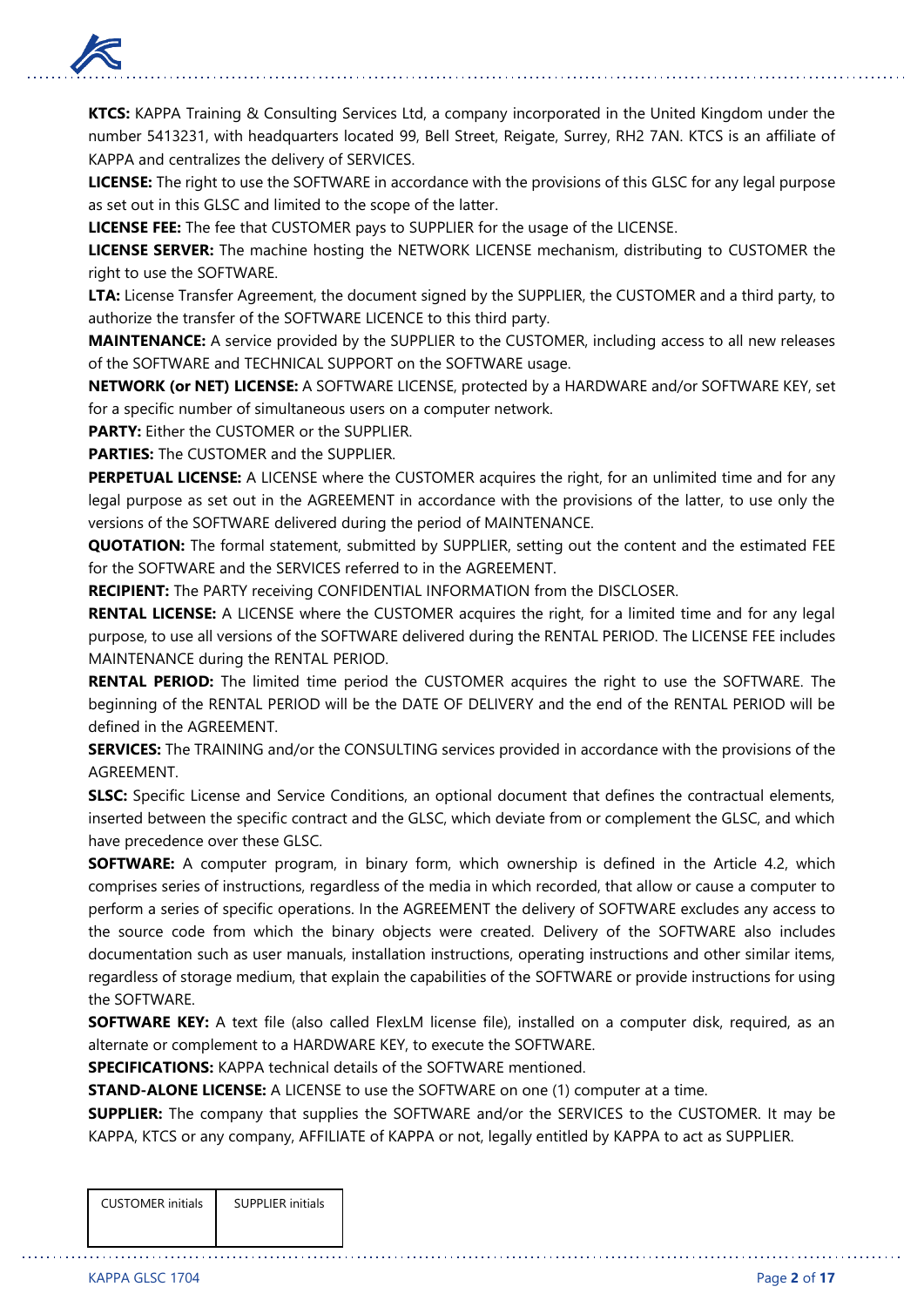**KTCS:** KAPPA Training & Consulting Services Ltd, a company incorporated in the United Kingdom under the number 5413231, with headquarters located 99, Bell Street, Reigate, Surrey, RH2 7AN. KTCS is an affiliate of KAPPA and centralizes the delivery of SERVICES.

**LICENSE:** The right to use the SOFTWARE in accordance with the provisions of this GLSC for any legal purpose as set out in this GLSC and limited to the scope of the latter.

**LICENSE FEE:** The fee that CUSTOMER pays to SUPPLIER for the usage of the LICENSE.

**LICENSE SERVER:** The machine hosting the NETWORK LICENSE mechanism, distributing to CUSTOMER the right to use the SOFTWARE.

**LTA:** License Transfer Agreement, the document signed by the SUPPLIER, the CUSTOMER and a third party, to authorize the transfer of the SOFTWARE LICENCE to this third party.

**MAINTENANCE:** A service provided by the SUPPLIER to the CUSTOMER, including access to all new releases of the SOFTWARE and TECHNICAL SUPPORT on the SOFTWARE usage.

**NETWORK (or NET) LICENSE:** A SOFTWARE LICENSE, protected by a HARDWARE and/or SOFTWARE KEY, set for a specific number of simultaneous users on a computer network.

**PARTY:** Either the CUSTOMER or the SUPPLIER.

**PARTIES:** The CUSTOMER and the SUPPLIER.

**PERPETUAL LICENSE:** A LICENSE where the CUSTOMER acquires the right, for an unlimited time and for any legal purpose as set out in the AGREEMENT in accordance with the provisions of the latter, to use only the versions of the SOFTWARE delivered during the period of MAINTENANCE.

**QUOTATION:** The formal statement, submitted by SUPPLIER, setting out the content and the estimated FEE for the SOFTWARE and the SERVICES referred to in the AGREEMENT.

**RECIPIENT:** The PARTY receiving CONFIDENTIAL INFORMATION from the DISCLOSER.

**RENTAL LICENSE:** A LICENSE where the CUSTOMER acquires the right, for a limited time and for any legal purpose, to use all versions of the SOFTWARE delivered during the RENTAL PERIOD. The LICENSE FEE includes MAINTENANCE during the RENTAL PERIOD.

**RENTAL PERIOD:** The limited time period the CUSTOMER acquires the right to use the SOFTWARE. The beginning of the RENTAL PERIOD will be the DATE OF DELIVERY and the end of the RENTAL PERIOD will be defined in the AGREEMENT.

**SERVICES:** The TRAINING and/or the CONSULTING services provided in accordance with the provisions of the AGREEMENT.

**SLSC:** Specific License and Service Conditions, an optional document that defines the contractual elements, inserted between the specific contract and the GLSC, which deviate from or complement the GLSC, and which have precedence over these GLSC.

**SOFTWARE:** A computer program, in binary form, which ownership is defined in the Article 4.2, which comprises series of instructions, regardless of the media in which recorded, that allow or cause a computer to perform a series of specific operations. In the AGREEMENT the delivery of SOFTWARE excludes any access to the source code from which the binary objects were created. Delivery of the SOFTWARE also includes documentation such as user manuals, installation instructions, operating instructions and other similar items, regardless of storage medium, that explain the capabilities of the SOFTWARE or provide instructions for using the SOFTWARE.

**SOFTWARE KEY:** A text file (also called FlexLM license file), installed on a computer disk, required, as an alternate or complement to a HARDWARE KEY, to execute the SOFTWARE.

**SPECIFICATIONS:** KAPPA technical details of the SOFTWARE mentioned.

**STAND-ALONE LICENSE:** A LICENSE to use the SOFTWARE on one (1) computer at a time.

**SUPPLIER:** The company that supplies the SOFTWARE and/or the SERVICES to the CUSTOMER. It may be KAPPA, KTCS or any company, AFFILIATE of KAPPA or not, legally entitled by KAPPA to act as SUPPLIER.

| CUSTOMER initials | SUPPLIER initials |
|---|---|
| | |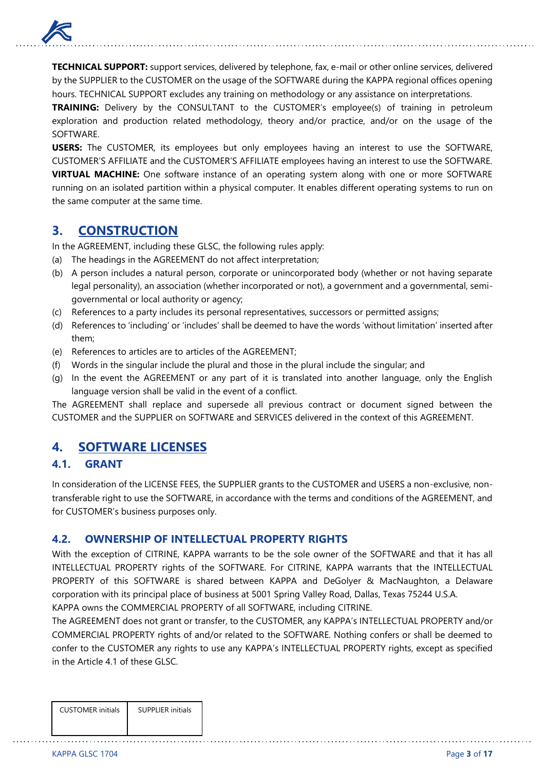**TECHNICAL SUPPORT:** support services, delivered by telephone, fax, e-mail or other online services, delivered by the SUPPLIER to the CUSTOMER on the usage of the SOFTWARE during the KAPPA regional offices opening hours. TECHNICAL SUPPORT excludes any training on methodology or any assistance on interpretations.

**TRAINING:** Delivery by the CONSULTANT to the CUSTOMER's employee(s) of training in petroleum exploration and production related methodology, theory and/or practice, and/or on the usage of the SOFTWARE.

**USERS:** The CUSTOMER, its employees but only employees having an interest to use the SOFTWARE, CUSTOMER'S AFFILIATE and the CUSTOMER'S AFFILIATE employees having an interest to use the SOFTWARE.

**VIRTUAL MACHINE:** One software instance of an operating system along with one or more SOFTWARE running on an isolated partition within a physical computer. It enables different operating systems to run on the same computer at the same time.

## 3. CONSTRUCTION

In the AGREEMENT, including these GLSC, the following rules apply:

(a) The headings in the AGREEMENT do not affect interpretation;

(b) A person includes a natural person, corporate or unincorporated body (whether or not having separate legal personality), an association (whether incorporated or not), a government and a governmental, semi-governmental or local authority or agency;

(c) References to a party includes its personal representatives, successors or permitted assigns;

(d) References to 'including' or 'includes' shall be deemed to have the words 'without limitation' inserted after them;

(e) References to articles are to articles of the AGREEMENT;

(f) Words in the singular include the plural and those in the plural include the singular; and

(g) In the event the AGREEMENT or any part of it is translated into another language, only the English language version shall be valid in the event of a conflict.

The AGREEMENT shall replace and supersede all previous contract or document signed between the CUSTOMER and the SUPPLIER on SOFTWARE and SERVICES delivered in the context of this AGREEMENT.

## 4. SOFTWARE LICENSES

### 4.1. GRANT

In consideration of the LICENSE FEES, the SUPPLIER grants to the CUSTOMER and USERS a non-exclusive, non-transferable right to use the SOFTWARE, in accordance with the terms and conditions of the AGREEMENT, and for CUSTOMER's business purposes only.

### 4.2. OWNERSHIP OF INTELLECTUAL PROPERTY RIGHTS

With the exception of CITRINE, KAPPA warrants to be the sole owner of the SOFTWARE and that it has all INTELLECTUAL PROPERTY rights of the SOFTWARE. For CITRINE, KAPPA warrants that the INTELLECTUAL PROPERTY of this SOFTWARE is shared between KAPPA and DeGolyer & MacNaughton, a Delaware corporation with its principal place of business at 5001 Spring Valley Road, Dallas, Texas 75244 U.S.A.

KAPPA owns the COMMERCIAL PROPERTY of all SOFTWARE, including CITRINE.

The AGREEMENT does not grant or transfer, to the CUSTOMER, any KAPPA's INTELLECTUAL PROPERTY and/or COMMERCIAL PROPERTY rights of and/or related to the SOFTWARE. Nothing confers or shall be deemed to confer to the CUSTOMER any rights to use any KAPPA's INTELLECTUAL PROPERTY rights, except as specified in the Article 4.1 of these GLSC.

| CUSTOMER initials | SUPPLIER initials |
| --- | --- |
| | |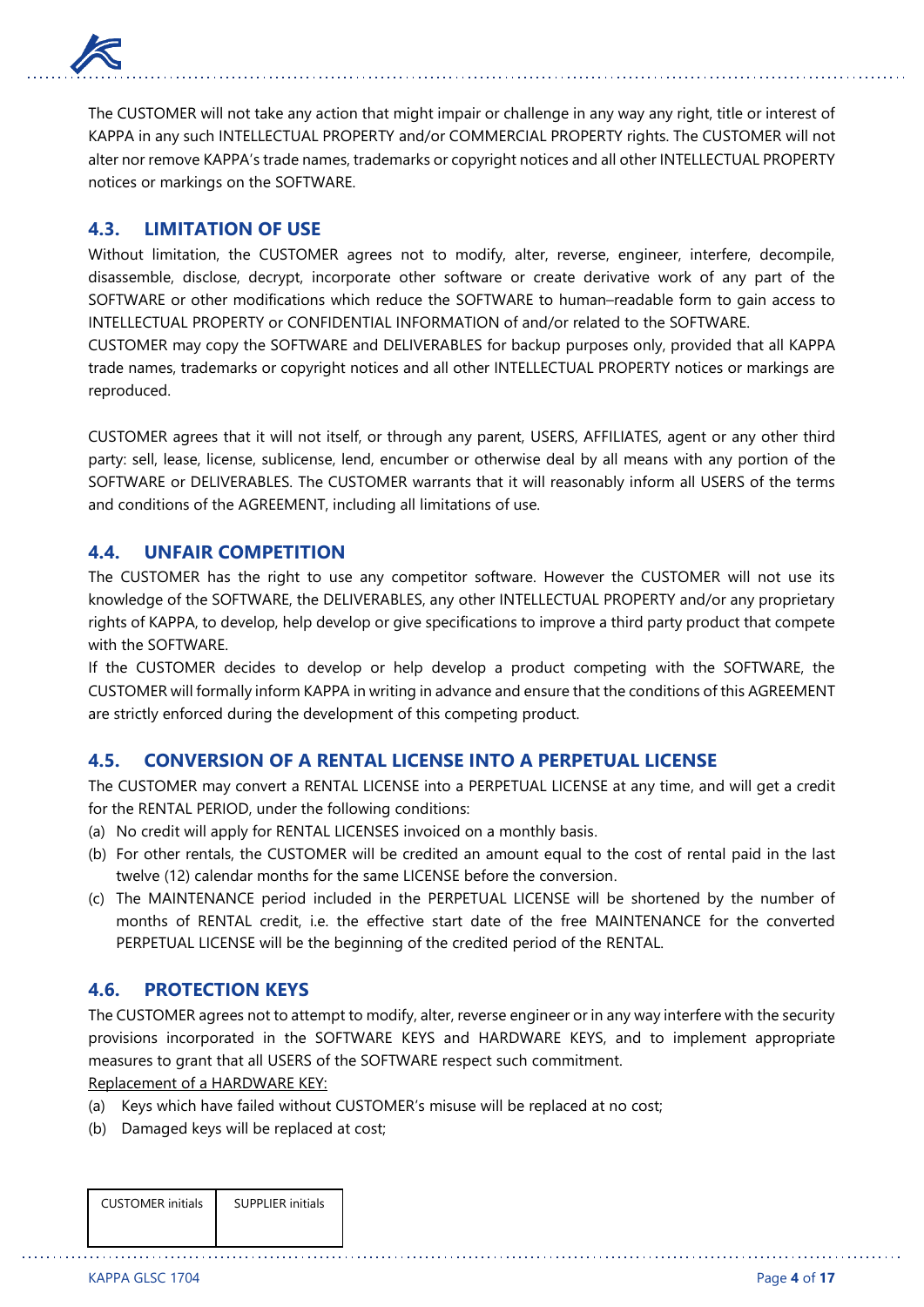The CUSTOMER will not take any action that might impair or challenge in any way any right, title or interest of KAPPA in any such INTELLECTUAL PROPERTY and/or COMMERCIAL PROPERTY rights. The CUSTOMER will not alter nor remove KAPPA's trade names, trademarks or copyright notices and all other INTELLECTUAL PROPERTY notices or markings on the SOFTWARE.

### 4.3. LIMITATION OF USE

Without limitation, the CUSTOMER agrees not to modify, alter, reverse, engineer, interfere, decompile, disassemble, disclose, decrypt, incorporate other software or create derivative work of any part of the SOFTWARE or other modifications which reduce the SOFTWARE to human–readable form to gain access to INTELLECTUAL PROPERTY or CONFIDENTIAL INFORMATION of and/or related to the SOFTWARE.
CUSTOMER may copy the SOFTWARE and DELIVERABLES for backup purposes only, provided that all KAPPA trade names, trademarks or copyright notices and all other INTELLECTUAL PROPERTY notices or markings are reproduced.

CUSTOMER agrees that it will not itself, or through any parent, USERS, AFFILIATES, agent or any other third party: sell, lease, license, sublicense, lend, encumber or otherwise deal by all means with any portion of the SOFTWARE or DELIVERABLES. The CUSTOMER warrants that it will reasonably inform all USERS of the terms and conditions of the AGREEMENT, including all limitations of use.

### 4.4. UNFAIR COMPETITION

The CUSTOMER has the right to use any competitor software. However the CUSTOMER will not use its knowledge of the SOFTWARE, the DELIVERABLES, any other INTELLECTUAL PROPERTY and/or any proprietary rights of KAPPA, to develop, help develop or give specifications to improve a third party product that compete with the SOFTWARE.
If the CUSTOMER decides to develop or help develop a product competing with the SOFTWARE, the CUSTOMER will formally inform KAPPA in writing in advance and ensure that the conditions of this AGREEMENT are strictly enforced during the development of this competing product.

### 4.5. CONVERSION OF A RENTAL LICENSE INTO A PERPETUAL LICENSE

The CUSTOMER may convert a RENTAL LICENSE into a PERPETUAL LICENSE at any time, and will get a credit for the RENTAL PERIOD, under the following conditions:

(a) No credit will apply for RENTAL LICENSES invoiced on a monthly basis.
(b) For other rentals, the CUSTOMER will be credited an amount equal to the cost of rental paid in the last twelve (12) calendar months for the same LICENSE before the conversion.
(c) The MAINTENANCE period included in the PERPETUAL LICENSE will be shortened by the number of months of RENTAL credit, i.e. the effective start date of the free MAINTENANCE for the converted PERPETUAL LICENSE will be the beginning of the credited period of the RENTAL.

### 4.6. PROTECTION KEYS

The CUSTOMER agrees not to attempt to modify, alter, reverse engineer or in any way interfere with the security provisions incorporated in the SOFTWARE KEYS and HARDWARE KEYS, and to implement appropriate measures to grant that all USERS of the SOFTWARE respect such commitment.

<u>Replacement of a HARDWARE KEY:</u>

(a) Keys which have failed without CUSTOMER's misuse will be replaced at no cost;
(b) Damaged keys will be replaced at cost;

| CUSTOMER initials | SUPPLIER initials |
|---|---|
| | |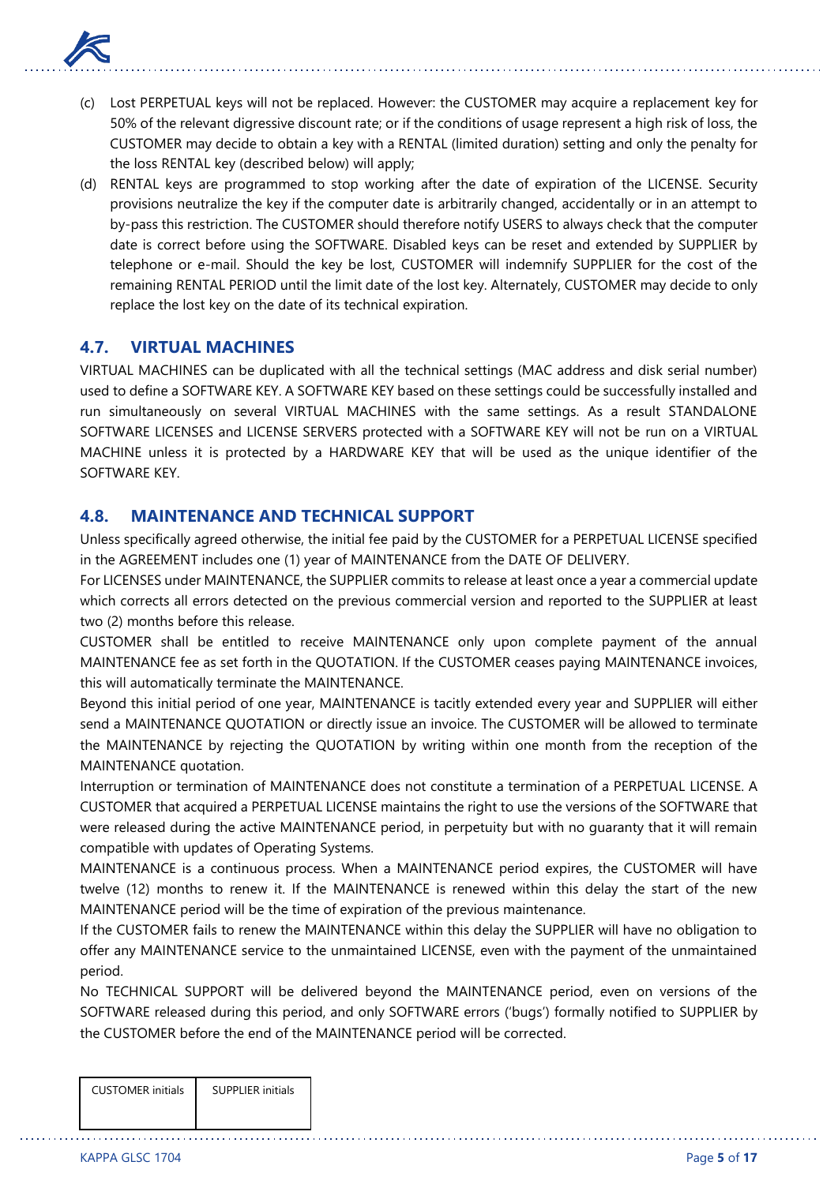(c) Lost PERPETUAL keys will not be replaced. However: the CUSTOMER may acquire a replacement key for 50% of the relevant digressive discount rate; or if the conditions of usage represent a high risk of loss, the CUSTOMER may decide to obtain a key with a RENTAL (limited duration) setting and only the penalty for the loss RENTAL key (described below) will apply;

(d) RENTAL keys are programmed to stop working after the date of expiration of the LICENSE. Security provisions neutralize the key if the computer date is arbitrarily changed, accidentally or in an attempt to by-pass this restriction. The CUSTOMER should therefore notify USERS to always check that the computer date is correct before using the SOFTWARE. Disabled keys can be reset and extended by SUPPLIER by telephone or e-mail. Should the key be lost, CUSTOMER will indemnify SUPPLIER for the cost of the remaining RENTAL PERIOD until the limit date of the lost key. Alternately, CUSTOMER may decide to only replace the lost key on the date of its technical expiration.

## 4.7. VIRTUAL MACHINES

VIRTUAL MACHINES can be duplicated with all the technical settings (MAC address and disk serial number) used to define a SOFTWARE KEY. A SOFTWARE KEY based on these settings could be successfully installed and run simultaneously on several VIRTUAL MACHINES with the same settings. As a result STANDALONE SOFTWARE LICENSES and LICENSE SERVERS protected with a SOFTWARE KEY will not be run on a VIRTUAL MACHINE unless it is protected by a HARDWARE KEY that will be used as the unique identifier of the SOFTWARE KEY.

## 4.8. MAINTENANCE AND TECHNICAL SUPPORT

Unless specifically agreed otherwise, the initial fee paid by the CUSTOMER for a PERPETUAL LICENSE specified in the AGREEMENT includes one (1) year of MAINTENANCE from the DATE OF DELIVERY.

For LICENSES under MAINTENANCE, the SUPPLIER commits to release at least once a year a commercial update which corrects all errors detected on the previous commercial version and reported to the SUPPLIER at least two (2) months before this release.

CUSTOMER shall be entitled to receive MAINTENANCE only upon complete payment of the annual MAINTENANCE fee as set forth in the QUOTATION. If the CUSTOMER ceases paying MAINTENANCE invoices, this will automatically terminate the MAINTENANCE.

Beyond this initial period of one year, MAINTENANCE is tacitly extended every year and SUPPLIER will either send a MAINTENANCE QUOTATION or directly issue an invoice. The CUSTOMER will be allowed to terminate the MAINTENANCE by rejecting the QUOTATION by writing within one month from the reception of the MAINTENANCE quotation.

Interruption or termination of MAINTENANCE does not constitute a termination of a PERPETUAL LICENSE. A CUSTOMER that acquired a PERPETUAL LICENSE maintains the right to use the versions of the SOFTWARE that were released during the active MAINTENANCE period, in perpetuity but with no guaranty that it will remain compatible with updates of Operating Systems.

MAINTENANCE is a continuous process. When a MAINTENANCE period expires, the CUSTOMER will have twelve (12) months to renew it. If the MAINTENANCE is renewed within this delay the start of the new MAINTENANCE period will be the time of expiration of the previous maintenance.

If the CUSTOMER fails to renew the MAINTENANCE within this delay the SUPPLIER will have no obligation to offer any MAINTENANCE service to the unmaintained LICENSE, even with the payment of the unmaintained period.

No TECHNICAL SUPPORT will be delivered beyond the MAINTENANCE period, even on versions of the SOFTWARE released during this period, and only SOFTWARE errors ('bugs') formally notified to SUPPLIER by the CUSTOMER before the end of the MAINTENANCE period will be corrected.

| CUSTOMER initials | SUPPLIER initials |
|---|---|
| | |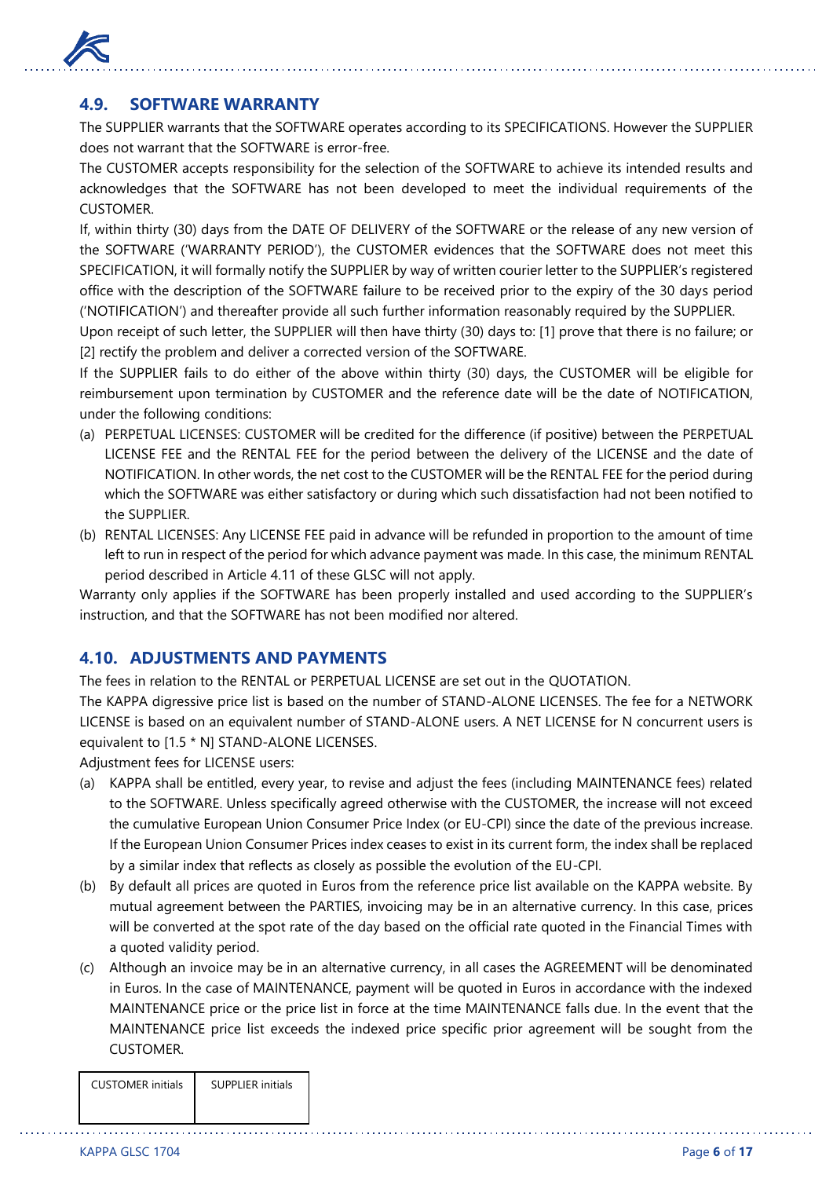## 4.9. SOFTWARE WARRANTY

The SUPPLIER warrants that the SOFTWARE operates according to its SPECIFICATIONS. However the SUPPLIER does not warrant that the SOFTWARE is error-free.

The CUSTOMER accepts responsibility for the selection of the SOFTWARE to achieve its intended results and acknowledges that the SOFTWARE has not been developed to meet the individual requirements of the CUSTOMER.

If, within thirty (30) days from the DATE OF DELIVERY of the SOFTWARE or the release of any new version of the SOFTWARE ('WARRANTY PERIOD'), the CUSTOMER evidences that the SOFTWARE does not meet this SPECIFICATION, it will formally notify the SUPPLIER by way of written courier letter to the SUPPLIER's registered office with the description of the SOFTWARE failure to be received prior to the expiry of the 30 days period ('NOTIFICATION') and thereafter provide all such further information reasonably required by the SUPPLIER.

Upon receipt of such letter, the SUPPLIER will then have thirty (30) days to: [1] prove that there is no failure; or [2] rectify the problem and deliver a corrected version of the SOFTWARE.

If the SUPPLIER fails to do either of the above within thirty (30) days, the CUSTOMER will be eligible for reimbursement upon termination by CUSTOMER and the reference date will be the date of NOTIFICATION, under the following conditions:

(a) PERPETUAL LICENSES: CUSTOMER will be credited for the difference (if positive) between the PERPETUAL LICENSE FEE and the RENTAL FEE for the period between the delivery of the LICENSE and the date of NOTIFICATION. In other words, the net cost to the CUSTOMER will be the RENTAL FEE for the period during which the SOFTWARE was either satisfactory or during which such dissatisfaction had not been notified to the SUPPLIER.

(b) RENTAL LICENSES: Any LICENSE FEE paid in advance will be refunded in proportion to the amount of time left to run in respect of the period for which advance payment was made. In this case, the minimum RENTAL period described in Article 4.11 of these GLSC will not apply.

Warranty only applies if the SOFTWARE has been properly installed and used according to the SUPPLIER's instruction, and that the SOFTWARE has not been modified nor altered.

## 4.10. ADJUSTMENTS AND PAYMENTS

The fees in relation to the RENTAL or PERPETUAL LICENSE are set out in the QUOTATION.

The KAPPA digressive price list is based on the number of STAND-ALONE LICENSES. The fee for a NETWORK LICENSE is based on an equivalent number of STAND-ALONE users. A NET LICENSE for N concurrent users is equivalent to [1.5 * N] STAND-ALONE LICENSES.

Adjustment fees for LICENSE users:

(a) KAPPA shall be entitled, every year, to revise and adjust the fees (including MAINTENANCE fees) related to the SOFTWARE. Unless specifically agreed otherwise with the CUSTOMER, the increase will not exceed the cumulative European Union Consumer Price Index (or EU-CPI) since the date of the previous increase. If the European Union Consumer Prices index ceases to exist in its current form, the index shall be replaced by a similar index that reflects as closely as possible the evolution of the EU-CPI.

(b) By default all prices are quoted in Euros from the reference price list available on the KAPPA website. By mutual agreement between the PARTIES, invoicing may be in an alternative currency. In this case, prices will be converted at the spot rate of the day based on the official rate quoted in the Financial Times with a quoted validity period.

(c) Although an invoice may be in an alternative currency, in all cases the AGREEMENT will be denominated in Euros. In the case of MAINTENANCE, payment will be quoted in Euros in accordance with the indexed MAINTENANCE price or the price list in force at the time MAINTENANCE falls due. In the event that the MAINTENANCE price list exceeds the indexed price specific prior agreement will be sought from the CUSTOMER.

| CUSTOMER initials | SUPPLIER initials |
|---|---|
| | |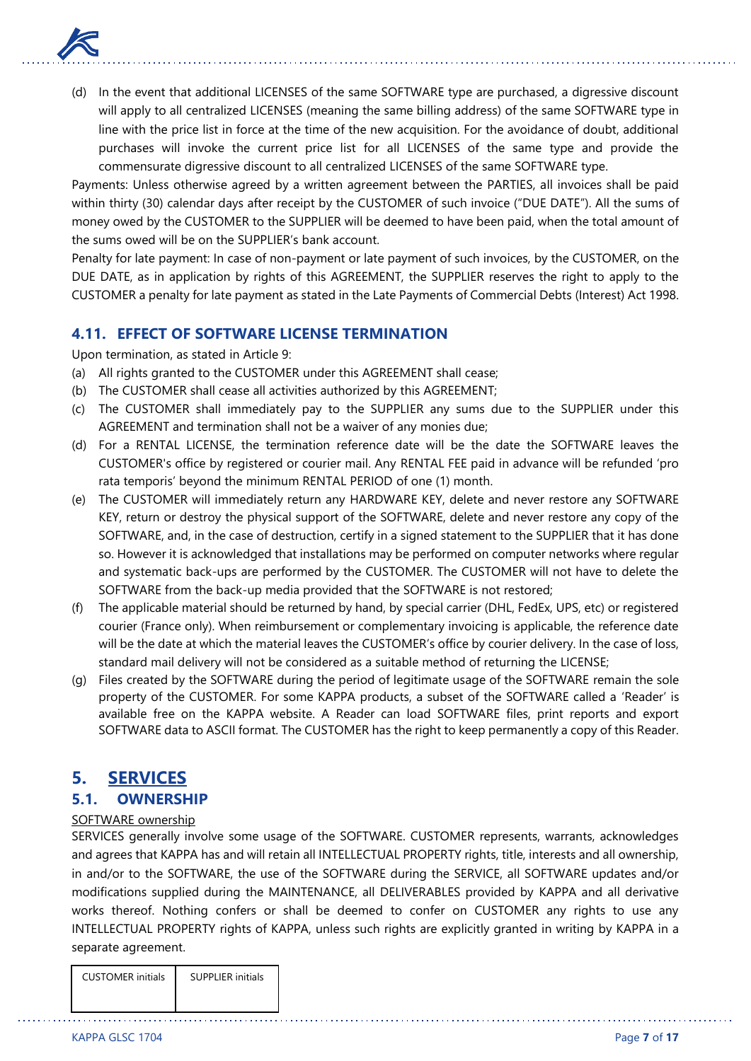(d) In the event that additional LICENSES of the same SOFTWARE type are purchased, a digressive discount will apply to all centralized LICENSES (meaning the same billing address) of the same SOFTWARE type in line with the price list in force at the time of the new acquisition. For the avoidance of doubt, additional purchases will invoke the current price list for all LICENSES of the same type and provide the commensurate digressive discount to all centralized LICENSES of the same SOFTWARE type.

Payments: Unless otherwise agreed by a written agreement between the PARTIES, all invoices shall be paid within thirty (30) calendar days after receipt by the CUSTOMER of such invoice ("DUE DATE"). All the sums of money owed by the CUSTOMER to the SUPPLIER will be deemed to have been paid, when the total amount of the sums owed will be on the SUPPLIER's bank account.

Penalty for late payment: In case of non-payment or late payment of such invoices, by the CUSTOMER, on the DUE DATE, as in application by rights of this AGREEMENT, the SUPPLIER reserves the right to apply to the CUSTOMER a penalty for late payment as stated in the Late Payments of Commercial Debts (Interest) Act 1998.

### 4.11. EFFECT OF SOFTWARE LICENSE TERMINATION

Upon termination, as stated in Article 9:

(a) All rights granted to the CUSTOMER under this AGREEMENT shall cease;

(b) The CUSTOMER shall cease all activities authorized by this AGREEMENT;

(c) The CUSTOMER shall immediately pay to the SUPPLIER any sums due to the SUPPLIER under this AGREEMENT and termination shall not be a waiver of any monies due;

(d) For a RENTAL LICENSE, the termination reference date will be the date the SOFTWARE leaves the CUSTOMER's office by registered or courier mail. Any RENTAL FEE paid in advance will be refunded 'pro rata temporis' beyond the minimum RENTAL PERIOD of one (1) month.

(e) The CUSTOMER will immediately return any HARDWARE KEY, delete and never restore any SOFTWARE KEY, return or destroy the physical support of the SOFTWARE, delete and never restore any copy of the SOFTWARE, and, in the case of destruction, certify in a signed statement to the SUPPLIER that it has done so. However it is acknowledged that installations may be performed on computer networks where regular and systematic back-ups are performed by the CUSTOMER. The CUSTOMER will not have to delete the SOFTWARE from the back-up media provided that the SOFTWARE is not restored;

(f) The applicable material should be returned by hand, by special carrier (DHL, FedEx, UPS, etc) or registered courier (France only). When reimbursement or complementary invoicing is applicable, the reference date will be the date at which the material leaves the CUSTOMER's office by courier delivery. In the case of loss, standard mail delivery will not be considered as a suitable method of returning the LICENSE;

(g) Files created by the SOFTWARE during the period of legitimate usage of the SOFTWARE remain the sole property of the CUSTOMER. For some KAPPA products, a subset of the SOFTWARE called a 'Reader' is available free on the KAPPA website. A Reader can load SOFTWARE files, print reports and export SOFTWARE data to ASCII format. The CUSTOMER has the right to keep permanently a copy of this Reader.

## 5. SERVICES

### 5.1. OWNERSHIP

SOFTWARE ownership

SERVICES generally involve some usage of the SOFTWARE. CUSTOMER represents, warrants, acknowledges and agrees that KAPPA has and will retain all INTELLECTUAL PROPERTY rights, title, interests and all ownership, in and/or to the SOFTWARE, the use of the SOFTWARE during the SERVICE, all SOFTWARE updates and/or modifications supplied during the MAINTENANCE, all DELIVERABLES provided by KAPPA and all derivative works thereof. Nothing confers or shall be deemed to confer on CUSTOMER any rights to use any INTELLECTUAL PROPERTY rights of KAPPA, unless such rights are explicitly granted in writing by KAPPA in a separate agreement.

| CUSTOMER initials | SUPPLIER initials |
| --- | --- |
| | |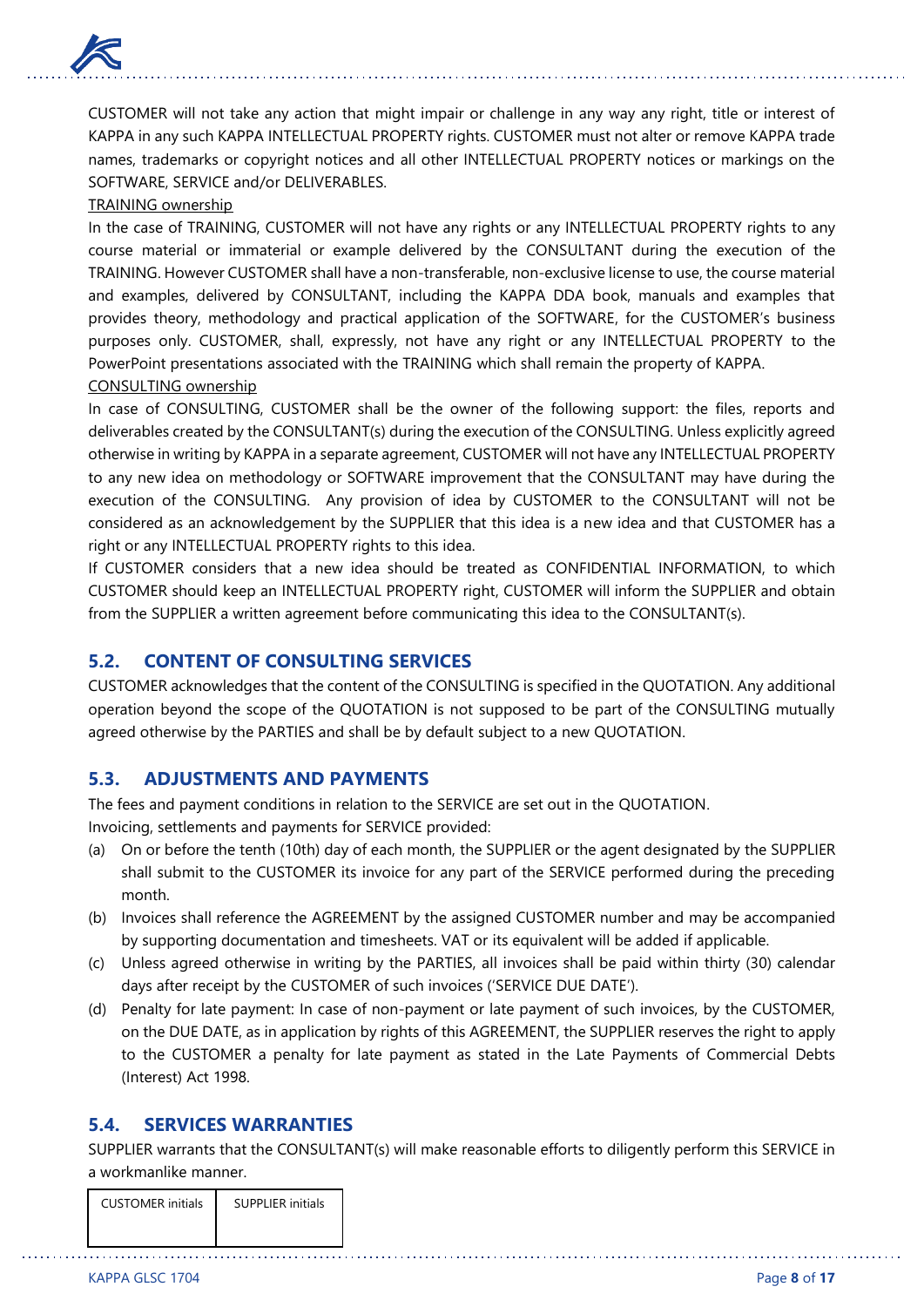CUSTOMER will not take any action that might impair or challenge in any way any right, title or interest of KAPPA in any such KAPPA INTELLECTUAL PROPERTY rights. CUSTOMER must not alter or remove KAPPA trade names, trademarks or copyright notices and all other INTELLECTUAL PROPERTY notices or markings on the SOFTWARE, SERVICE and/or DELIVERABLES.

<u>TRAINING ownership</u>

In the case of TRAINING, CUSTOMER will not have any rights or any INTELLECTUAL PROPERTY rights to any course material or immaterial or example delivered by the CONSULTANT during the execution of the TRAINING. However CUSTOMER shall have a non-transferable, non-exclusive license to use, the course material and examples, delivered by CONSULTANT, including the KAPPA DDA book, manuals and examples that provides theory, methodology and practical application of the SOFTWARE, for the CUSTOMER's business purposes only. CUSTOMER, shall, expressly, not have any right or any INTELLECTUAL PROPERTY to the PowerPoint presentations associated with the TRAINING which shall remain the property of KAPPA.

<u>CONSULTING ownership</u>

In case of CONSULTING, CUSTOMER shall be the owner of the following support: the files, reports and deliverables created by the CONSULTANT(s) during the execution of the CONSULTING. Unless explicitly agreed otherwise in writing by KAPPA in a separate agreement, CUSTOMER will not have any INTELLECTUAL PROPERTY to any new idea on methodology or SOFTWARE improvement that the CONSULTANT may have during the execution of the CONSULTING. Any provision of idea by CUSTOMER to the CONSULTANT will not be considered as an acknowledgement by the SUPPLIER that this idea is a new idea and that CUSTOMER has a right or any INTELLECTUAL PROPERTY rights to this idea.

If CUSTOMER considers that a new idea should be treated as CONFIDENTIAL INFORMATION, to which CUSTOMER should keep an INTELLECTUAL PROPERTY right, CUSTOMER will inform the SUPPLIER and obtain from the SUPPLIER a written agreement before communicating this idea to the CONSULTANT(s).

## 5.2. CONTENT OF CONSULTING SERVICES

CUSTOMER acknowledges that the content of the CONSULTING is specified in the QUOTATION. Any additional operation beyond the scope of the QUOTATION is not supposed to be part of the CONSULTING mutually agreed otherwise by the PARTIES and shall be by default subject to a new QUOTATION.

## 5.3. ADJUSTMENTS AND PAYMENTS

The fees and payment conditions in relation to the SERVICE are set out in the QUOTATION.

Invoicing, settlements and payments for SERVICE provided:

(a) On or before the tenth (10th) day of each month, the SUPPLIER or the agent designated by the SUPPLIER shall submit to the CUSTOMER its invoice for any part of the SERVICE performed during the preceding month.

(b) Invoices shall reference the AGREEMENT by the assigned CUSTOMER number and may be accompanied by supporting documentation and timesheets. VAT or its equivalent will be added if applicable.

(c) Unless agreed otherwise in writing by the PARTIES, all invoices shall be paid within thirty (30) calendar days after receipt by the CUSTOMER of such invoices ('SERVICE DUE DATE').

(d) Penalty for late payment: In case of non-payment or late payment of such invoices, by the CUSTOMER, on the DUE DATE, as in application by rights of this AGREEMENT, the SUPPLIER reserves the right to apply to the CUSTOMER a penalty for late payment as stated in the Late Payments of Commercial Debts (Interest) Act 1998.

## 5.4. SERVICES WARRANTIES

SUPPLIER warrants that the CONSULTANT(s) will make reasonable efforts to diligently perform this SERVICE in a workmanlike manner.

| CUSTOMER initials | SUPPLIER initials |
| --- | --- |
| | |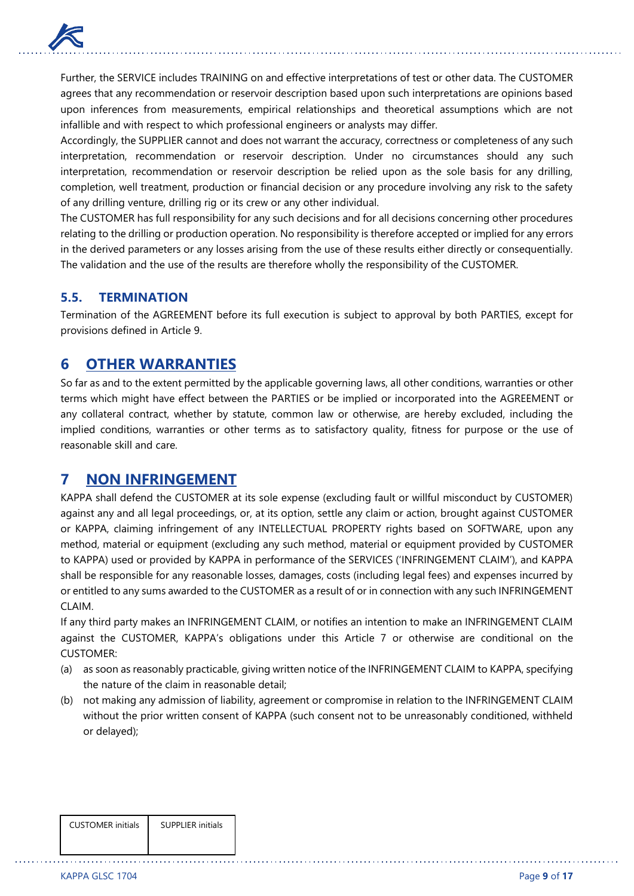Further, the SERVICE includes TRAINING on and effective interpretations of test or other data. The CUSTOMER agrees that any recommendation or reservoir description based upon such interpretations are opinions based upon inferences from measurements, empirical relationships and theoretical assumptions which are not infallible and with respect to which professional engineers or analysts may differ.

Accordingly, the SUPPLIER cannot and does not warrant the accuracy, correctness or completeness of any such interpretation, recommendation or reservoir description. Under no circumstances should any such interpretation, recommendation or reservoir description be relied upon as the sole basis for any drilling, completion, well treatment, production or financial decision or any procedure involving any risk to the safety of any drilling venture, drilling rig or its crew or any other individual.

The CUSTOMER has full responsibility for any such decisions and for all decisions concerning other procedures relating to the drilling or production operation. No responsibility is therefore accepted or implied for any errors in the derived parameters or any losses arising from the use of these results either directly or consequentially. The validation and the use of the results are therefore wholly the responsibility of the CUSTOMER.

### 5.5. TERMINATION

Termination of the AGREEMENT before its full execution is subject to approval by both PARTIES, except for provisions defined in Article 9.

## 6 OTHER WARRANTIES

So far as and to the extent permitted by the applicable governing laws, all other conditions, warranties or other terms which might have effect between the PARTIES or be implied or incorporated into the AGREEMENT or any collateral contract, whether by statute, common law or otherwise, are hereby excluded, including the implied conditions, warranties or other terms as to satisfactory quality, fitness for purpose or the use of reasonable skill and care.

## 7 NON INFRINGEMENT

KAPPA shall defend the CUSTOMER at its sole expense (excluding fault or willful misconduct by CUSTOMER) against any and all legal proceedings, or, at its option, settle any claim or action, brought against CUSTOMER or KAPPA, claiming infringement of any INTELLECTUAL PROPERTY rights based on SOFTWARE, upon any method, material or equipment (excluding any such method, material or equipment provided by CUSTOMER to KAPPA) used or provided by KAPPA in performance of the SERVICES ('INFRINGEMENT CLAIM'), and KAPPA shall be responsible for any reasonable losses, damages, costs (including legal fees) and expenses incurred by or entitled to any sums awarded to the CUSTOMER as a result of or in connection with any such INFRINGEMENT CLAIM.

If any third party makes an INFRINGEMENT CLAIM, or notifies an intention to make an INFRINGEMENT CLAIM against the CUSTOMER, KAPPA's obligations under this Article 7 or otherwise are conditional on the CUSTOMER:

(a) as soon as reasonably practicable, giving written notice of the INFRINGEMENT CLAIM to KAPPA, specifying the nature of the claim in reasonable detail;

(b) not making any admission of liability, agreement or compromise in relation to the INFRINGEMENT CLAIM without the prior written consent of KAPPA (such consent not to be unreasonably conditioned, withheld or delayed);

| CUSTOMER initials | SUPPLIER initials |
| --- | --- |
| | |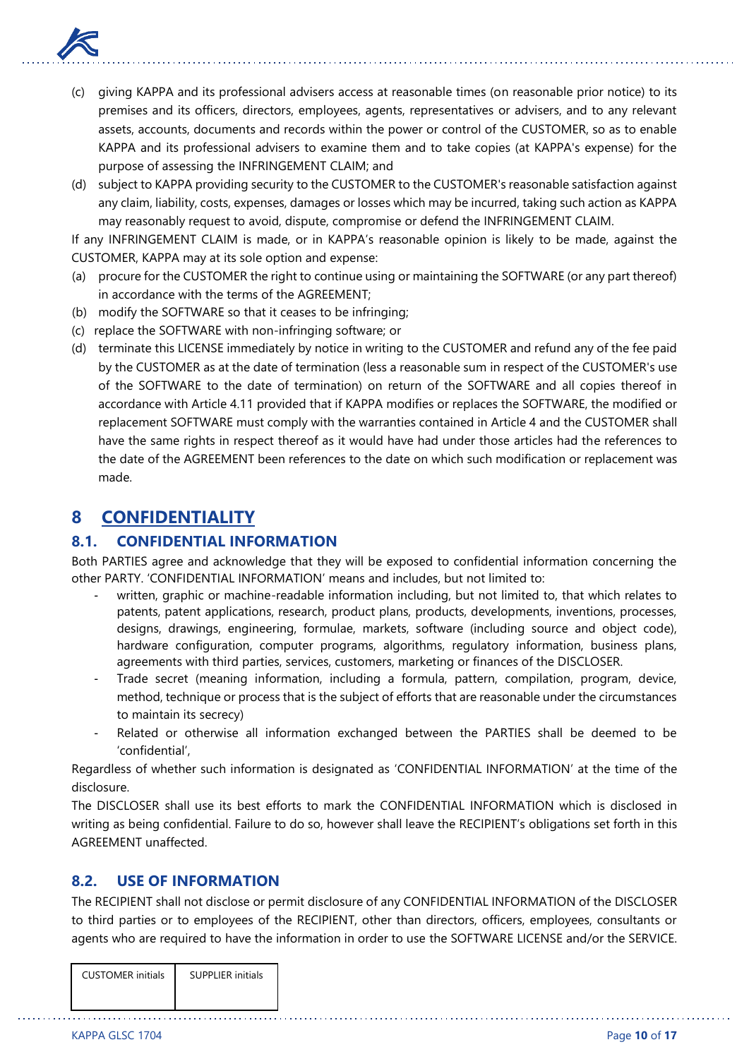(c) giving KAPPA and its professional advisers access at reasonable times (on reasonable prior notice) to its premises and its officers, directors, employees, agents, representatives or advisers, and to any relevant assets, accounts, documents and records within the power or control of the CUSTOMER, so as to enable KAPPA and its professional advisers to examine them and to take copies (at KAPPA's expense) for the purpose of assessing the INFRINGEMENT CLAIM; and

(d) subject to KAPPA providing security to the CUSTOMER to the CUSTOMER's reasonable satisfaction against any claim, liability, costs, expenses, damages or losses which may be incurred, taking such action as KAPPA may reasonably request to avoid, dispute, compromise or defend the INFRINGEMENT CLAIM.

If any INFRINGEMENT CLAIM is made, or in KAPPA's reasonable opinion is likely to be made, against the CUSTOMER, KAPPA may at its sole option and expense:

(a) procure for the CUSTOMER the right to continue using or maintaining the SOFTWARE (or any part thereof) in accordance with the terms of the AGREEMENT;

(b) modify the SOFTWARE so that it ceases to be infringing;

(c) replace the SOFTWARE with non-infringing software; or

(d) terminate this LICENSE immediately by notice in writing to the CUSTOMER and refund any of the fee paid by the CUSTOMER as at the date of termination (less a reasonable sum in respect of the CUSTOMER's use of the SOFTWARE to the date of termination) on return of the SOFTWARE and all copies thereof in accordance with Article 4.11 provided that if KAPPA modifies or replaces the SOFTWARE, the modified or replacement SOFTWARE must comply with the warranties contained in Article 4 and the CUSTOMER shall have the same rights in respect thereof as it would have had under those articles had the references to the date of the AGREEMENT been references to the date on which such modification or replacement was made.

# 8 CONFIDENTIALITY

## 8.1. CONFIDENTIAL INFORMATION

Both PARTIES agree and acknowledge that they will be exposed to confidential information concerning the other PARTY. 'CONFIDENTIAL INFORMATION' means and includes, but not limited to:

- written, graphic or machine-readable information including, but not limited to, that which relates to patents, patent applications, research, product plans, products, developments, inventions, processes, designs, drawings, engineering, formulae, markets, software (including source and object code), hardware configuration, computer programs, algorithms, regulatory information, business plans, agreements with third parties, services, customers, marketing or finances of the DISCLOSER.
- Trade secret (meaning information, including a formula, pattern, compilation, program, device, method, technique or process that is the subject of efforts that are reasonable under the circumstances to maintain its secrecy)
- Related or otherwise all information exchanged between the PARTIES shall be deemed to be 'confidential',

Regardless of whether such information is designated as 'CONFIDENTIAL INFORMATION' at the time of the disclosure.

The DISCLOSER shall use its best efforts to mark the CONFIDENTIAL INFORMATION which is disclosed in writing as being confidential. Failure to do so, however shall leave the RECIPIENT's obligations set forth in this AGREEMENT unaffected.

## 8.2. USE OF INFORMATION

The RECIPIENT shall not disclose or permit disclosure of any CONFIDENTIAL INFORMATION of the DISCLOSER to third parties or to employees of the RECIPIENT, other than directors, officers, employees, consultants or agents who are required to have the information in order to use the SOFTWARE LICENSE and/or the SERVICE.

| CUSTOMER initials | SUPPLIER initials |
| --- | --- |
| | |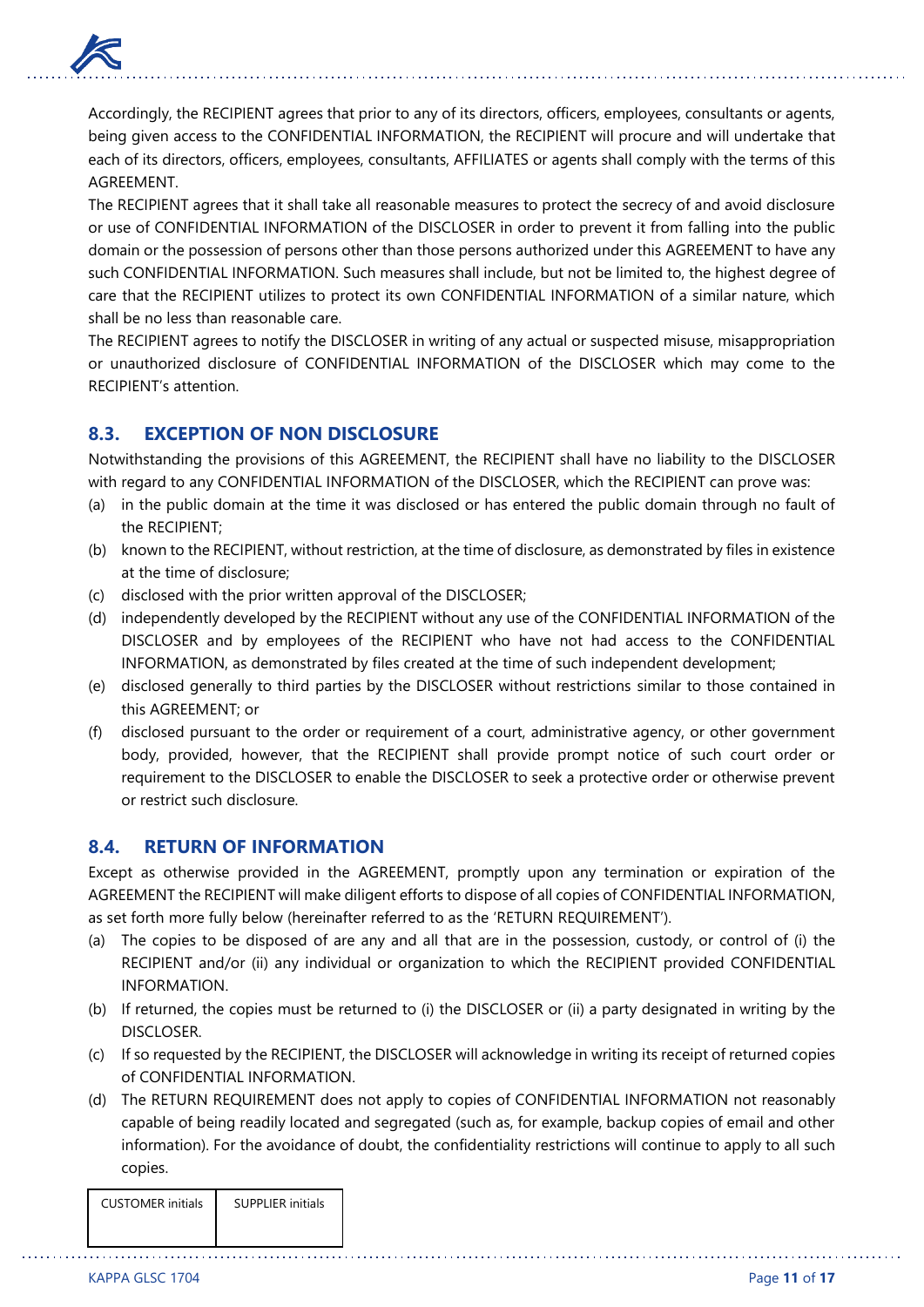Accordingly, the RECIPIENT agrees that prior to any of its directors, officers, employees, consultants or agents, being given access to the CONFIDENTIAL INFORMATION, the RECIPIENT will procure and will undertake that each of its directors, officers, employees, consultants, AFFILIATES or agents shall comply with the terms of this AGREEMENT.

The RECIPIENT agrees that it shall take all reasonable measures to protect the secrecy of and avoid disclosure or use of CONFIDENTIAL INFORMATION of the DISCLOSER in order to prevent it from falling into the public domain or the possession of persons other than those persons authorized under this AGREEMENT to have any such CONFIDENTIAL INFORMATION. Such measures shall include, but not be limited to, the highest degree of care that the RECIPIENT utilizes to protect its own CONFIDENTIAL INFORMATION of a similar nature, which shall be no less than reasonable care.

The RECIPIENT agrees to notify the DISCLOSER in writing of any actual or suspected misuse, misappropriation or unauthorized disclosure of CONFIDENTIAL INFORMATION of the DISCLOSER which may come to the RECIPIENT's attention.

## 8.3. EXCEPTION OF NON DISCLOSURE

Notwithstanding the provisions of this AGREEMENT, the RECIPIENT shall have no liability to the DISCLOSER with regard to any CONFIDENTIAL INFORMATION of the DISCLOSER, which the RECIPIENT can prove was:

(a) in the public domain at the time it was disclosed or has entered the public domain through no fault of the RECIPIENT;

(b) known to the RECIPIENT, without restriction, at the time of disclosure, as demonstrated by files in existence at the time of disclosure;

(c) disclosed with the prior written approval of the DISCLOSER;

(d) independently developed by the RECIPIENT without any use of the CONFIDENTIAL INFORMATION of the DISCLOSER and by employees of the RECIPIENT who have not had access to the CONFIDENTIAL INFORMATION, as demonstrated by files created at the time of such independent development;

(e) disclosed generally to third parties by the DISCLOSER without restrictions similar to those contained in this AGREEMENT; or

(f) disclosed pursuant to the order or requirement of a court, administrative agency, or other government body, provided, however, that the RECIPIENT shall provide prompt notice of such court order or requirement to the DISCLOSER to enable the DISCLOSER to seek a protective order or otherwise prevent or restrict such disclosure.

## 8.4. RETURN OF INFORMATION

Except as otherwise provided in the AGREEMENT, promptly upon any termination or expiration of the AGREEMENT the RECIPIENT will make diligent efforts to dispose of all copies of CONFIDENTIAL INFORMATION, as set forth more fully below (hereinafter referred to as the 'RETURN REQUIREMENT').

(a) The copies to be disposed of are any and all that are in the possession, custody, or control of (i) the RECIPIENT and/or (ii) any individual or organization to which the RECIPIENT provided CONFIDENTIAL INFORMATION.

(b) If returned, the copies must be returned to (i) the DISCLOSER or (ii) a party designated in writing by the DISCLOSER.

(c) If so requested by the RECIPIENT, the DISCLOSER will acknowledge in writing its receipt of returned copies of CONFIDENTIAL INFORMATION.

(d) The RETURN REQUIREMENT does not apply to copies of CONFIDENTIAL INFORMATION not reasonably capable of being readily located and segregated (such as, for example, backup copies of email and other information). For the avoidance of doubt, the confidentiality restrictions will continue to apply to all such copies.

| CUSTOMER initials | SUPPLIER initials |
| --- | --- |
| | |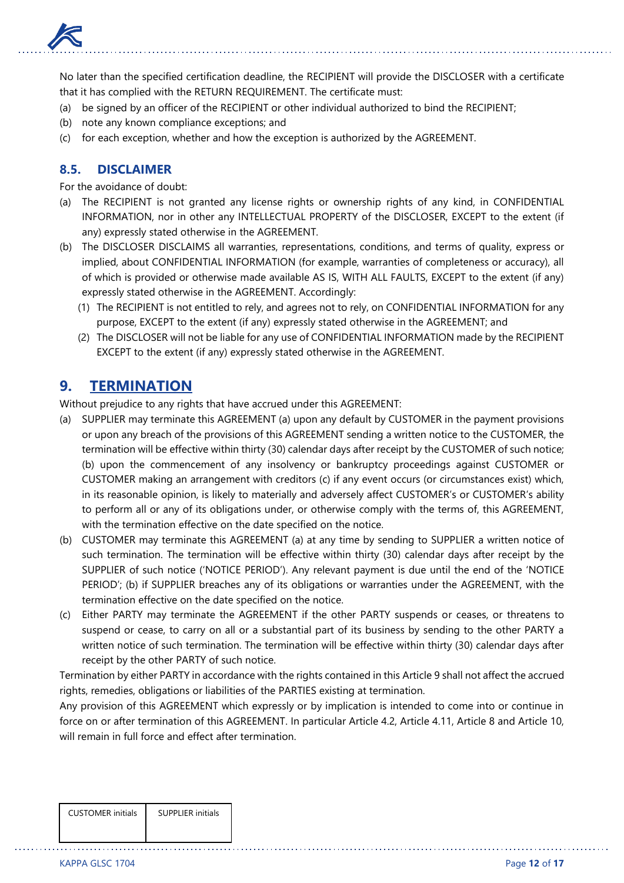No later than the specified certification deadline, the RECIPIENT will provide the DISCLOSER with a certificate that it has complied with the RETURN REQUIREMENT. The certificate must:

(a) be signed by an officer of the RECIPIENT or other individual authorized to bind the RECIPIENT;
(b) note any known compliance exceptions; and
(c) for each exception, whether and how the exception is authorized by the AGREEMENT.

### 8.5. DISCLAIMER

For the avoidance of doubt:

(a) The RECIPIENT is not granted any license rights or ownership rights of any kind, in CONFIDENTIAL INFORMATION, nor in other any INTELLECTUAL PROPERTY of the DISCLOSER, EXCEPT to the extent (if any) expressly stated otherwise in the AGREEMENT.
(b) The DISCLOSER DISCLAIMS all warranties, representations, conditions, and terms of quality, express or implied, about CONFIDENTIAL INFORMATION (for example, warranties of completeness or accuracy), all of which is provided or otherwise made available AS IS, WITH ALL FAULTS, EXCEPT to the extent (if any) expressly stated otherwise in the AGREEMENT. Accordingly:
    (1) The RECIPIENT is not entitled to rely, and agrees not to rely, on CONFIDENTIAL INFORMATION for any purpose, EXCEPT to the extent (if any) expressly stated otherwise in the AGREEMENT; and
    (2) The DISCLOSER will not be liable for any use of CONFIDENTIAL INFORMATION made by the RECIPIENT EXCEPT to the extent (if any) expressly stated otherwise in the AGREEMENT.

## 9. TERMINATION

Without prejudice to any rights that have accrued under this AGREEMENT:

(a) SUPPLIER may terminate this AGREEMENT (a) upon any default by CUSTOMER in the payment provisions or upon any breach of the provisions of this AGREEMENT sending a written notice to the CUSTOMER, the termination will be effective within thirty (30) calendar days after receipt by the CUSTOMER of such notice; (b) upon the commencement of any insolvency or bankruptcy proceedings against CUSTOMER or CUSTOMER making an arrangement with creditors (c) if any event occurs (or circumstances exist) which, in its reasonable opinion, is likely to materially and adversely affect CUSTOMER's or CUSTOMER's ability to perform all or any of its obligations under, or otherwise comply with the terms of, this AGREEMENT, with the termination effective on the date specified on the notice.
(b) CUSTOMER may terminate this AGREEMENT (a) at any time by sending to SUPPLIER a written notice of such termination. The termination will be effective within thirty (30) calendar days after receipt by the SUPPLIER of such notice ('NOTICE PERIOD'). Any relevant payment is due until the end of the 'NOTICE PERIOD'; (b) if SUPPLIER breaches any of its obligations or warranties under the AGREEMENT, with the termination effective on the date specified on the notice.
(c) Either PARTY may terminate the AGREEMENT if the other PARTY suspends or ceases, or threatens to suspend or cease, to carry on all or a substantial part of its business by sending to the other PARTY a written notice of such termination. The termination will be effective within thirty (30) calendar days after receipt by the other PARTY of such notice.

Termination by either PARTY in accordance with the rights contained in this Article 9 shall not affect the accrued rights, remedies, obligations or liabilities of the PARTIES existing at termination.

Any provision of this AGREEMENT which expressly or by implication is intended to come into or continue in force on or after termination of this AGREEMENT. In particular Article 4.2, Article 4.11, Article 8 and Article 10, will remain in full force and effect after termination.

| CUSTOMER initials | SUPPLIER initials |
| --- | --- |
| | |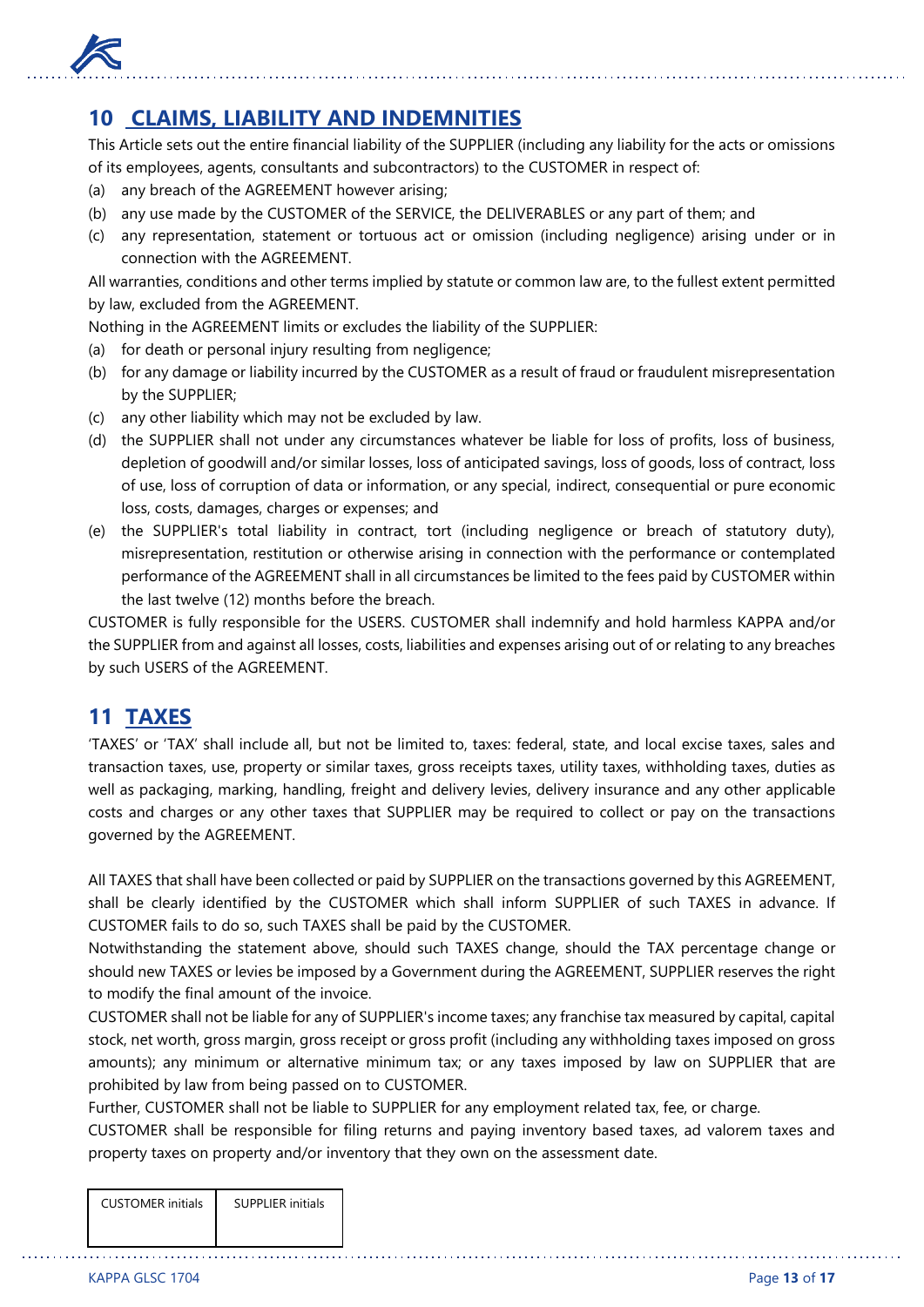## 10 CLAIMS, LIABILITY AND INDEMNITIES

This Article sets out the entire financial liability of the SUPPLIER (including any liability for the acts or omissions of its employees, agents, consultants and subcontractors) to the CUSTOMER in respect of:

(a) any breach of the AGREEMENT however arising;

(b) any use made by the CUSTOMER of the SERVICE, the DELIVERABLES or any part of them; and

(c) any representation, statement or tortuous act or omission (including negligence) arising under or in connection with the AGREEMENT.

All warranties, conditions and other terms implied by statute or common law are, to the fullest extent permitted by law, excluded from the AGREEMENT.

Nothing in the AGREEMENT limits or excludes the liability of the SUPPLIER:

(a) for death or personal injury resulting from negligence;

(b) for any damage or liability incurred by the CUSTOMER as a result of fraud or fraudulent misrepresentation by the SUPPLIER;

(c) any other liability which may not be excluded by law.

(d) the SUPPLIER shall not under any circumstances whatever be liable for loss of profits, loss of business, depletion of goodwill and/or similar losses, loss of anticipated savings, loss of goods, loss of contract, loss of use, loss of corruption of data or information, or any special, indirect, consequential or pure economic loss, costs, damages, charges or expenses; and

(e) the SUPPLIER's total liability in contract, tort (including negligence or breach of statutory duty), misrepresentation, restitution or otherwise arising in connection with the performance or contemplated performance of the AGREEMENT shall in all circumstances be limited to the fees paid by CUSTOMER within the last twelve (12) months before the breach.

CUSTOMER is fully responsible for the USERS. CUSTOMER shall indemnify and hold harmless KAPPA and/or the SUPPLIER from and against all losses, costs, liabilities and expenses arising out of or relating to any breaches by such USERS of the AGREEMENT.

## 11 TAXES

'TAXES' or 'TAX' shall include all, but not be limited to, taxes: federal, state, and local excise taxes, sales and transaction taxes, use, property or similar taxes, gross receipts taxes, utility taxes, withholding taxes, duties as well as packaging, marking, handling, freight and delivery levies, delivery insurance and any other applicable costs and charges or any other taxes that SUPPLIER may be required to collect or pay on the transactions governed by the AGREEMENT.

All TAXES that shall have been collected or paid by SUPPLIER on the transactions governed by this AGREEMENT, shall be clearly identified by the CUSTOMER which shall inform SUPPLIER of such TAXES in advance. If CUSTOMER fails to do so, such TAXES shall be paid by the CUSTOMER.

Notwithstanding the statement above, should such TAXES change, should the TAX percentage change or should new TAXES or levies be imposed by a Government during the AGREEMENT, SUPPLIER reserves the right to modify the final amount of the invoice.

CUSTOMER shall not be liable for any of SUPPLIER's income taxes; any franchise tax measured by capital, capital stock, net worth, gross margin, gross receipt or gross profit (including any withholding taxes imposed on gross amounts); any minimum or alternative minimum tax; or any taxes imposed by law on SUPPLIER that are prohibited by law from being passed on to CUSTOMER.

Further, CUSTOMER shall not be liable to SUPPLIER for any employment related tax, fee, or charge.

CUSTOMER shall be responsible for filing returns and paying inventory based taxes, ad valorem taxes and property taxes on property and/or inventory that they own on the assessment date.

| CUSTOMER initials | SUPPLIER initials |
| --- | --- |
| | |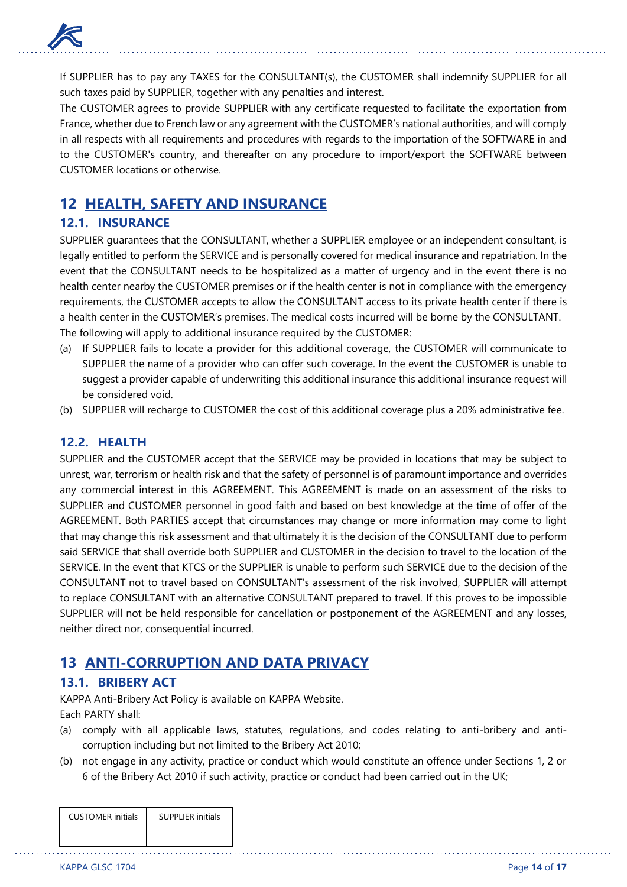If SUPPLIER has to pay any TAXES for the CONSULTANT(s), the CUSTOMER shall indemnify SUPPLIER for all such taxes paid by SUPPLIER, together with any penalties and interest.

The CUSTOMER agrees to provide SUPPLIER with any certificate requested to facilitate the exportation from France, whether due to French law or any agreement with the CUSTOMER's national authorities, and will comply in all respects with all requirements and procedures with regards to the importation of the SOFTWARE in and to the CUSTOMER's country, and thereafter on any procedure to import/export the SOFTWARE between CUSTOMER locations or otherwise.

# 12 HEALTH, SAFETY AND INSURANCE

## 12.1. INSURANCE

SUPPLIER guarantees that the CONSULTANT, whether a SUPPLIER employee or an independent consultant, is legally entitled to perform the SERVICE and is personally covered for medical insurance and repatriation. In the event that the CONSULTANT needs to be hospitalized as a matter of urgency and in the event there is no health center nearby the CUSTOMER premises or if the health center is not in compliance with the emergency requirements, the CUSTOMER accepts to allow the CONSULTANT access to its private health center if there is a health center in the CUSTOMER's premises. The medical costs incurred will be borne by the CONSULTANT.

The following will apply to additional insurance required by the CUSTOMER:

(a) If SUPPLIER fails to locate a provider for this additional coverage, the CUSTOMER will communicate to SUPPLIER the name of a provider who can offer such coverage. In the event the CUSTOMER is unable to suggest a provider capable of underwriting this additional insurance this additional insurance request will be considered void.

(b) SUPPLIER will recharge to CUSTOMER the cost of this additional coverage plus a 20% administrative fee.

## 12.2. HEALTH

SUPPLIER and the CUSTOMER accept that the SERVICE may be provided in locations that may be subject to unrest, war, terrorism or health risk and that the safety of personnel is of paramount importance and overrides any commercial interest in this AGREEMENT. This AGREEMENT is made on an assessment of the risks to SUPPLIER and CUSTOMER personnel in good faith and based on best knowledge at the time of offer of the AGREEMENT. Both PARTIES accept that circumstances may change or more information may come to light that may change this risk assessment and that ultimately it is the decision of the CONSULTANT due to perform said SERVICE that shall override both SUPPLIER and CUSTOMER in the decision to travel to the location of the SERVICE. In the event that KTCS or the SUPPLIER is unable to perform such SERVICE due to the decision of the CONSULTANT not to travel based on CONSULTANT's assessment of the risk involved, SUPPLIER will attempt to replace CONSULTANT with an alternative CONSULTANT prepared to travel. If this proves to be impossible SUPPLIER will not be held responsible for cancellation or postponement of the AGREEMENT and any losses, neither direct nor, consequential incurred.

# 13 ANTI-CORRUPTION AND DATA PRIVACY

## 13.1. BRIBERY ACT

KAPPA Anti-Bribery Act Policy is available on KAPPA Website.

Each PARTY shall:

(a) comply with all applicable laws, statutes, regulations, and codes relating to anti-bribery and anti-corruption including but not limited to the Bribery Act 2010;

(b) not engage in any activity, practice or conduct which would constitute an offence under Sections 1, 2 or 6 of the Bribery Act 2010 if such activity, practice or conduct had been carried out in the UK;

| CUSTOMER initials | SUPPLIER initials |
|---|---|
| | |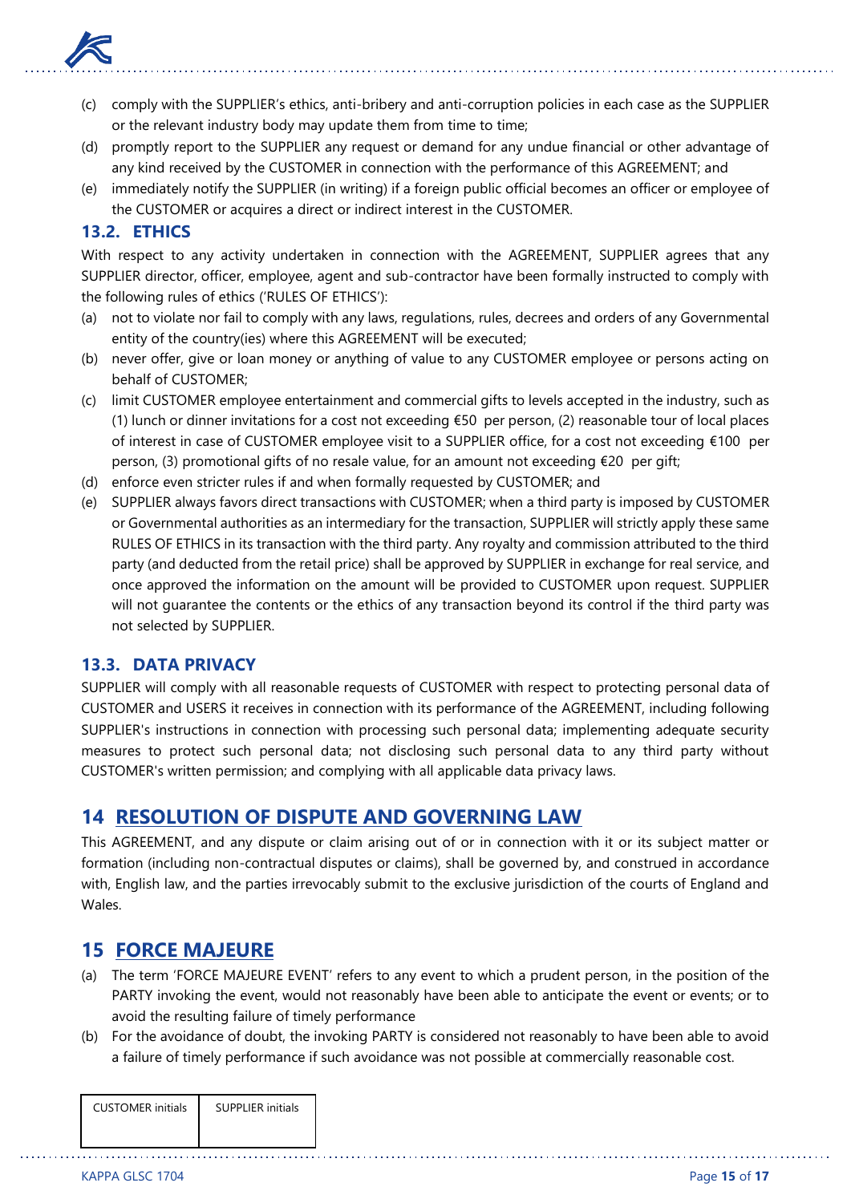(c) comply with the SUPPLIER's ethics, anti-bribery and anti-corruption policies in each case as the SUPPLIER or the relevant industry body may update them from time to time;

(d) promptly report to the SUPPLIER any request or demand for any undue financial or other advantage of any kind received by the CUSTOMER in connection with the performance of this AGREEMENT; and

(e) immediately notify the SUPPLIER (in writing) if a foreign public official becomes an officer or employee of the CUSTOMER or acquires a direct or indirect interest in the CUSTOMER.

### 13.2. ETHICS

With respect to any activity undertaken in connection with the AGREEMENT, SUPPLIER agrees that any SUPPLIER director, officer, employee, agent and sub-contractor have been formally instructed to comply with the following rules of ethics ('RULES OF ETHICS'):

(a) not to violate nor fail to comply with any laws, regulations, rules, decrees and orders of any Governmental entity of the country(ies) where this AGREEMENT will be executed;

(b) never offer, give or loan money or anything of value to any CUSTOMER employee or persons acting on behalf of CUSTOMER;

(c) limit CUSTOMER employee entertainment and commercial gifts to levels accepted in the industry, such as (1) lunch or dinner invitations for a cost not exceeding €50 per person, (2) reasonable tour of local places of interest in case of CUSTOMER employee visit to a SUPPLIER office, for a cost not exceeding €100 per person, (3) promotional gifts of no resale value, for an amount not exceeding €20 per gift;

(d) enforce even stricter rules if and when formally requested by CUSTOMER; and

(e) SUPPLIER always favors direct transactions with CUSTOMER; when a third party is imposed by CUSTOMER or Governmental authorities as an intermediary for the transaction, SUPPLIER will strictly apply these same RULES OF ETHICS in its transaction with the third party. Any royalty and commission attributed to the third party (and deducted from the retail price) shall be approved by SUPPLIER in exchange for real service, and once approved the information on the amount will be provided to CUSTOMER upon request. SUPPLIER will not guarantee the contents or the ethics of any transaction beyond its control if the third party was not selected by SUPPLIER.

### 13.3. DATA PRIVACY

SUPPLIER will comply with all reasonable requests of CUSTOMER with respect to protecting personal data of CUSTOMER and USERS it receives in connection with its performance of the AGREEMENT, including following SUPPLIER's instructions in connection with processing such personal data; implementing adequate security measures to protect such personal data; not disclosing such personal data to any third party without CUSTOMER's written permission; and complying with all applicable data privacy laws.

## 14 RESOLUTION OF DISPUTE AND GOVERNING LAW

This AGREEMENT, and any dispute or claim arising out of or in connection with it or its subject matter or formation (including non-contractual disputes or claims), shall be governed by, and construed in accordance with, English law, and the parties irrevocably submit to the exclusive jurisdiction of the courts of England and Wales.

## 15 FORCE MAJEURE

(a) The term 'FORCE MAJEURE EVENT' refers to any event to which a prudent person, in the position of the PARTY invoking the event, would not reasonably have been able to anticipate the event or events; or to avoid the resulting failure of timely performance

(b) For the avoidance of doubt, the invoking PARTY is considered not reasonably to have been able to avoid a failure of timely performance if such avoidance was not possible at commercially reasonable cost.

| CUSTOMER initials | SUPPLIER initials |
|---|---|
| | |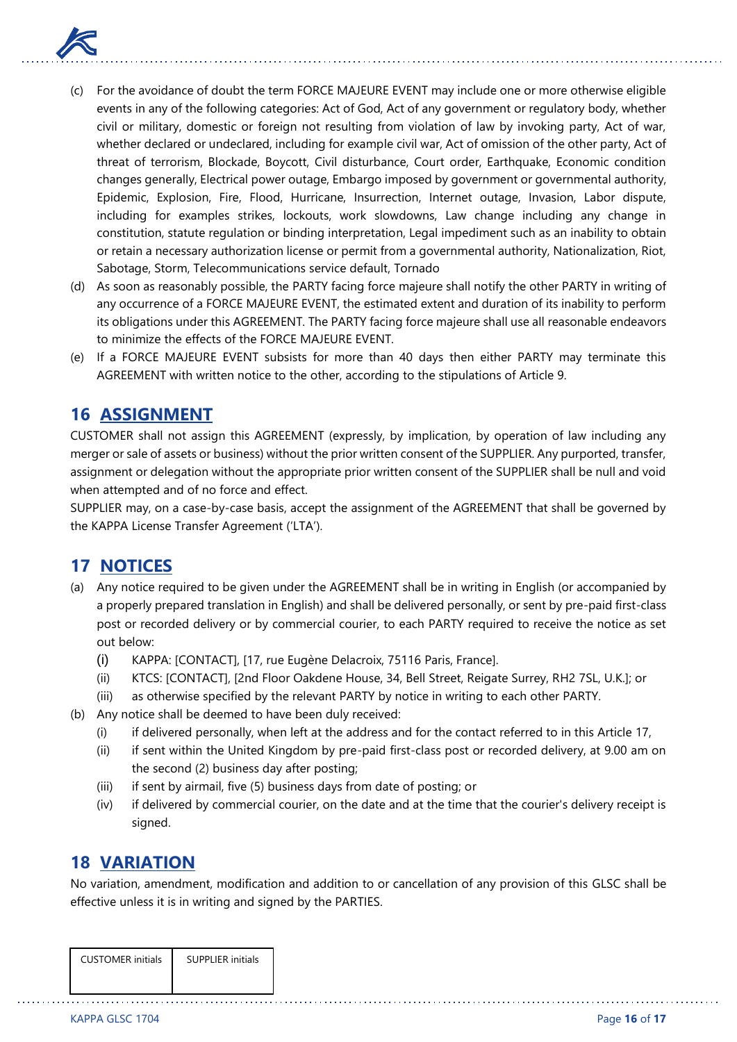(c) For the avoidance of doubt the term FORCE MAJEURE EVENT may include one or more otherwise eligible events in any of the following categories: Act of God, Act of any government or regulatory body, whether civil or military, domestic or foreign not resulting from violation of law by invoking party, Act of war, whether declared or undeclared, including for example civil war, Act of omission of the other party, Act of threat of terrorism, Blockade, Boycott, Civil disturbance, Court order, Earthquake, Economic condition changes generally, Electrical power outage, Embargo imposed by government or governmental authority, Epidemic, Explosion, Fire, Flood, Hurricane, Insurrection, Internet outage, Invasion, Labor dispute, including for examples strikes, lockouts, work slowdowns, Law change including any change in constitution, statute regulation or binding interpretation, Legal impediment such as an inability to obtain or retain a necessary authorization license or permit from a governmental authority, Nationalization, Riot, Sabotage, Storm, Telecommunications service default, Tornado

(d) As soon as reasonably possible, the PARTY facing force majeure shall notify the other PARTY in writing of any occurrence of a FORCE MAJEURE EVENT, the estimated extent and duration of its inability to perform its obligations under this AGREEMENT. The PARTY facing force majeure shall use all reasonable endeavors to minimize the effects of the FORCE MAJEURE EVENT.

(e) If a FORCE MAJEURE EVENT subsists for more than 40 days then either PARTY may terminate this AGREEMENT with written notice to the other, according to the stipulations of Article 9.

## 16 ASSIGNMENT

CUSTOMER shall not assign this AGREEMENT (expressly, by implication, by operation of law including any merger or sale of assets or business) without the prior written consent of the SUPPLIER. Any purported, transfer, assignment or delegation without the appropriate prior written consent of the SUPPLIER shall be null and void when attempted and of no force and effect.

SUPPLIER may, on a case-by-case basis, accept the assignment of the AGREEMENT that shall be governed by the KAPPA License Transfer Agreement ('LTA').

## 17 NOTICES

(a) Any notice required to be given under the AGREEMENT shall be in writing in English (or accompanied by a properly prepared translation in English) and shall be delivered personally, or sent by pre-paid first-class post or recorded delivery or by commercial courier, to each PARTY required to receive the notice as set out below:
   - (i) KAPPA: [CONTACT], [17, rue Eugène Delacroix, 75116 Paris, France].
   - (ii) KTCS: [CONTACT], [2nd Floor Oakdene House, 34, Bell Street, Reigate Surrey, RH2 7SL, U.K.]; or
   - (iii) as otherwise specified by the relevant PARTY by notice in writing to each other PARTY.

(b) Any notice shall be deemed to have been duly received:
   - (i) if delivered personally, when left at the address and for the contact referred to in this Article 17,
   - (ii) if sent within the United Kingdom by pre-paid first-class post or recorded delivery, at 9.00 am on the second (2) business day after posting;
   - (iii) if sent by airmail, five (5) business days from date of posting; or
   - (iv) if delivered by commercial courier, on the date and at the time that the courier's delivery receipt is signed.

## 18 VARIATION

No variation, amendment, modification and addition to or cancellation of any provision of this GLSC shall be effective unless it is in writing and signed by the PARTIES.

| CUSTOMER initials | SUPPLIER initials |
|---|---|
| | |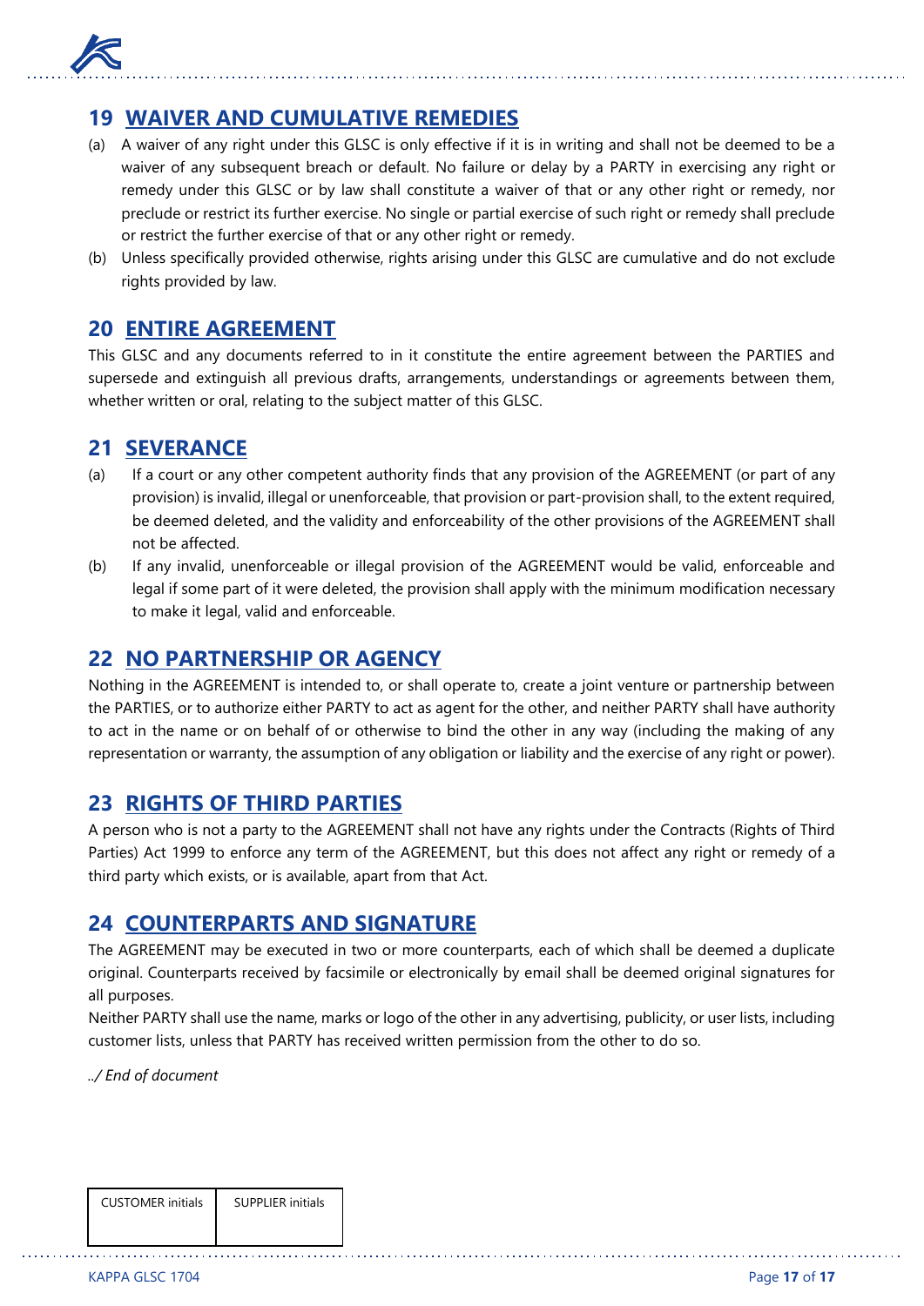## 19 WAIVER AND CUMULATIVE REMEDIES

(a) A waiver of any right under this GLSC is only effective if it is in writing and shall not be deemed to be a waiver of any subsequent breach or default. No failure or delay by a PARTY in exercising any right or remedy under this GLSC or by law shall constitute a waiver of that or any other right or remedy, nor preclude or restrict its further exercise. No single or partial exercise of such right or remedy shall preclude or restrict the further exercise of that or any other right or remedy.

(b) Unless specifically provided otherwise, rights arising under this GLSC are cumulative and do not exclude rights provided by law.

## 20 ENTIRE AGREEMENT

This GLSC and any documents referred to in it constitute the entire agreement between the PARTIES and supersede and extinguish all previous drafts, arrangements, understandings or agreements between them, whether written or oral, relating to the subject matter of this GLSC.

## 21 SEVERANCE

(a) If a court or any other competent authority finds that any provision of the AGREEMENT (or part of any provision) is invalid, illegal or unenforceable, that provision or part-provision shall, to the extent required, be deemed deleted, and the validity and enforceability of the other provisions of the AGREEMENT shall not be affected.

(b) If any invalid, unenforceable or illegal provision of the AGREEMENT would be valid, enforceable and legal if some part of it were deleted, the provision shall apply with the minimum modification necessary to make it legal, valid and enforceable.

## 22 NO PARTNERSHIP OR AGENCY

Nothing in the AGREEMENT is intended to, or shall operate to, create a joint venture or partnership between the PARTIES, or to authorize either PARTY to act as agent for the other, and neither PARTY shall have authority to act in the name or on behalf of or otherwise to bind the other in any way (including the making of any representation or warranty, the assumption of any obligation or liability and the exercise of any right or power).

## 23 RIGHTS OF THIRD PARTIES

A person who is not a party to the AGREEMENT shall not have any rights under the Contracts (Rights of Third Parties) Act 1999 to enforce any term of the AGREEMENT, but this does not affect any right or remedy of a third party which exists, or is available, apart from that Act.

## 24 COUNTERPARTS AND SIGNATURE

The AGREEMENT may be executed in two or more counterparts, each of which shall be deemed a duplicate original. Counterparts received by facsimile or electronically by email shall be deemed original signatures for all purposes.

Neither PARTY shall use the name, marks or logo of the other in any advertising, publicity, or user lists, including customer lists, unless that PARTY has received written permission from the other to do so.

*../ End of document*

| CUSTOMER initials | SUPPLIER initials |
|---|---|
| | |